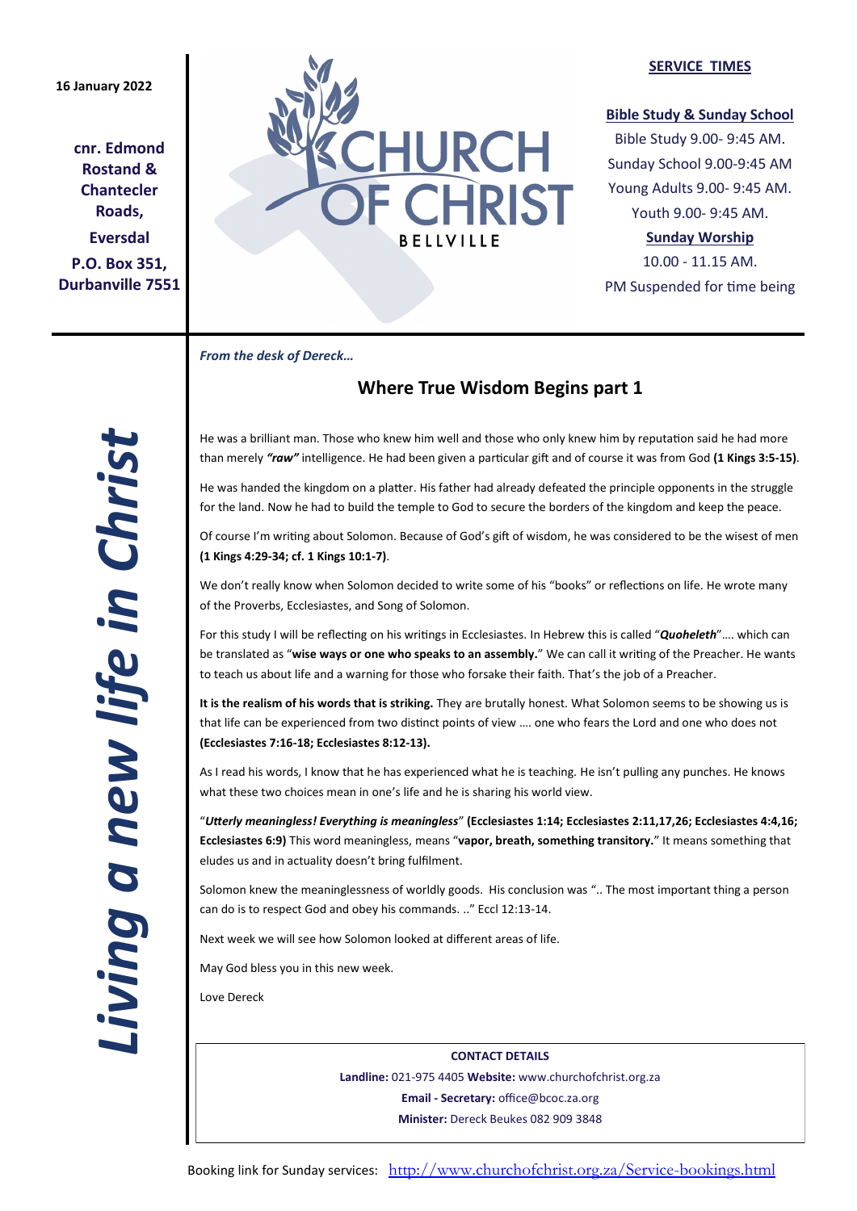16 January 2022

**cnr. Edmond Rostand & Chantecler Roads,**

**Eversdal**

**P.O. Box 351, Durbanville 7551**

# CHURCH OF CHRIST

BELLVILLE

**SERVICE TIMES**

**Bible Study & Sunday School**

Bible Study 9.00- 9:45 AM.

Sunday School 9.00-9:45 AM

Young Adults 9.00- 9:45 AM.

Youth 9.00- 9:45 AM.

**Sunday Worship**

10.00 - 11.15 AM.

PM Suspended for time being

***Living a new life in Christ***

***From the desk of Dereck…***

## Where True Wisdom Begins part 1

He was a brilliant man. Those who knew him well and those who only knew him by reputation said he had more than merely ***"raw"*** intelligence. He had been given a particular gift and of course it was from God **(1 Kings 3:5-15)**.

He was handed the kingdom on a platter. His father had already defeated the principle opponents in the struggle for the land. Now he had to build the temple to God to secure the borders of the kingdom and keep the peace.

Of course I'm writing about Solomon. Because of God's gift of wisdom, he was considered to be the wisest of men **(1 Kings 4:29-34; cf. 1 Kings 10:1-7)**.

We don't really know when Solomon decided to write some of his "books" or reflections on life. He wrote many of the Proverbs, Ecclesiastes, and Song of Solomon.

For this study I will be reflecting on his writings in Ecclesiastes. In Hebrew this is called "***Quoheleth***"…. which can be translated as "**wise ways or one who speaks to an assembly.**" We can call it writing of the Preacher. He wants to teach us about life and a warning for those who forsake their faith. That's the job of a Preacher.

**It is the realism of his words that is striking.** They are brutally honest. What Solomon seems to be showing us is that life can be experienced from two distinct points of view …. one who fears the Lord and one who does not **(Ecclesiastes 7:16-18; Ecclesiastes 8:12-13).**

As I read his words, I know that he has experienced what he is teaching. He isn't pulling any punches. He knows what these two choices mean in one's life and he is sharing his world view.

"***Utterly meaningless! Everything is meaningless***" **(Ecclesiastes 1:14; Ecclesiastes 2:11,17,26; Ecclesiastes 4:4,16; Ecclesiastes 6:9)** This word meaningless, means "**vapor, breath, something transitory.**" It means something that eludes us and in actuality doesn't bring fulfilment.

Solomon knew the meaninglessness of worldly goods. His conclusion was ".. The most important thing a person can do is to respect God and obey his commands. .." Eccl 12:13-14.

Next week we will see how Solomon looked at different areas of life.

May God bless you in this new week.

Love Dereck

**CONTACT DETAILS**

**Landline:** 021-975 4405 **Website:** www.churchofchrist.org.za

**Email - Secretary:** office@bcoc.za.org

**Minister:** Dereck Beukes 082 909 3848

Booking link for Sunday services: http://www.churchofchrist.org.za/Service-bookings.html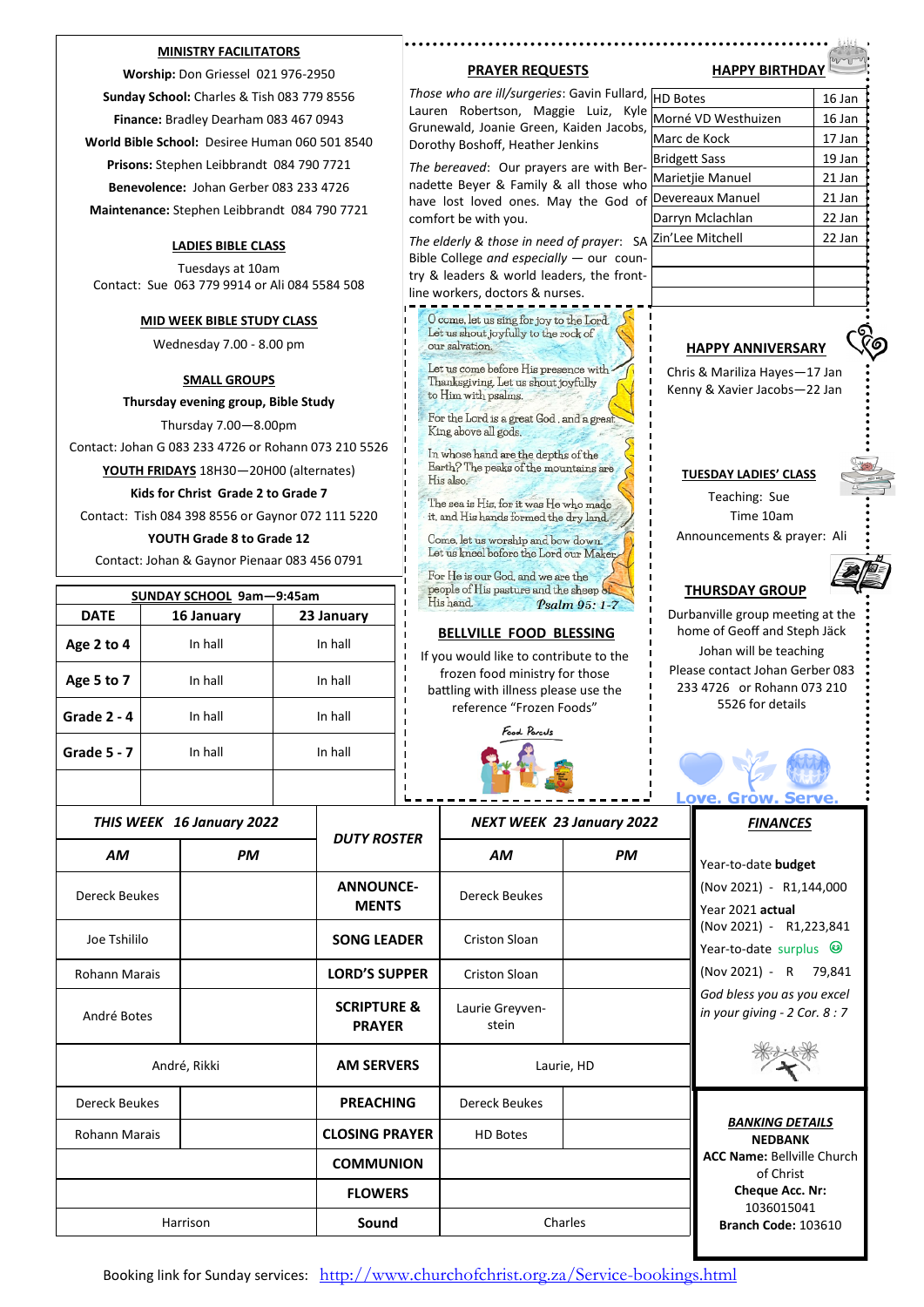## MINISTRY FACILITATORS

**Worship:** Don Griessel 021 976-2950

**Sunday School:** Charles & Tish 083 779 8556

**Finance:** Bradley Dearham 083 467 0943

**World Bible School:** Desiree Human 060 501 8540

**Prisons:** Stephen Leibbrandt 084 790 7721

**Benevolence:** Johan Gerber 083 233 4726

**Maintenance:** Stephen Leibbrandt 084 790 7721

## LADIES BIBLE CLASS

Tuesdays at 10am

Contact: Sue 063 779 9914 or Ali 084 5584 508

## MID WEEK BIBLE STUDY CLASS

Wednesday 7.00 - 8.00 pm

## SMALL GROUPS

**Thursday evening group, Bible Study**

Thursday 7.00—8.00pm

Contact: Johan G 083 233 4726 or Rohann 073 210 5526

**YOUTH FRIDAYS** 18H30—20H00 (alternates)

**Kids for Christ Grade 2 to Grade 7**

Contact: Tish 084 398 8556 or Gaynor 072 111 5220

**YOUTH Grade 8 to Grade 12**

Contact: Johan & Gaynor Pienaar 083 456 0791

## SUNDAY SCHOOL 9am—9:45am

| DATE | 16 January | 23 January |
|---|---|---|
| Age 2 to 4 | In hall | In hall |
| Age 5 to 7 | In hall | In hall |
| Grade 2 - 4 | In hall | In hall |
| Grade 5 - 7 | In hall | In hall |
| | | |

## PRAYER REQUESTS

*Those who are ill/surgeries*: Gavin Fullard, Lauren Robertson, Maggie Luiz, Kyle Grunewald, Joanie Green, Kaiden Jacobs, Dorothy Boshoff, Heather Jenkins

*The bereaved*: Our prayers are with Bernadette Beyer & Family & all those who have lost loved ones. May the God of comfort be with you.

*The elderly & those in need of prayer*: SA Bible College *and especially* — our country & leaders & world leaders, the frontline workers, doctors & nurses.

## HAPPY BIRTHDAY

| | |
|---|---|
| HD Botes | 16 Jan |
| Morné VD Westhuizen | 16 Jan |
| Marc de Kock | 17 Jan |
| Bridgett Sass | 19 Jan |
| Marietjie Manuel | 21 Jan |
| Devereaux Manuel | 21 Jan |
| Darryn Mclachlan | 22 Jan |
| Zin'Lee Mitchell | 22 Jan |
| | |
| | |
| | |

O come, let us sing for joy to the Lord. Let us shout joyfully to the rock of our salvation.

Let us come before His presence with Thanksgiving. Let us shout joyfully to Him with psalms.

For the Lord is a great God, and a great King above all gods.

In whose hand are the depths of the Earth? The peaks of the mountains are His also.

The sea is His, for it was He who made it, and His hands formed the dry land.

Come, let us worship and bow down. Let us kneel before the Lord our Maker.

For He is our God, and we are the people of His pasture and the sheep of His hand.

*Psalm 95: 1-7*

## HAPPY ANNIVERSARY

Chris & Mariliza Hayes—17 Jan

Kenny & Xavier Jacobs—22 Jan

## TUESDAY LADIES' CLASS

Teaching: Sue

Time 10am

Announcements & prayer: Ali

## BELLVILLE FOOD BLESSING

If you would like to contribute to the frozen food ministry for those battling with illness please use the reference "Frozen Foods"

Food Parcels

## THURSDAY GROUP

Durbanville group meeting at the home of Geoff and Steph Jäck

Johan will be teaching

Please contact Johan Gerber 083 233 4726 or Rohann 073 210 5526 for details

Love. Grow. Serve.

| *THIS WEEK 16 January 2022* AM | PM | DUTY ROSTER | *NEXT WEEK 23 January 2022* AM | PM |
|---|---|---|---|---|
| Dereck Beukes | | ANNOUNCE-MENTS | Dereck Beukes | |
| Joe Tshililo | | SONG LEADER | Criston Sloan | |
| Rohann Marais | | LORD'S SUPPER | Criston Sloan | |
| André Botes | | SCRIPTURE & PRAYER | Laurie Greyvenstein | |
| André, Rikki | | AM SERVERS | Laurie, HD | |
| Dereck Beukes | | PREACHING | Dereck Beukes | |
| Rohann Marais | | CLOSING PRAYER | HD Botes | |
| | | COMMUNION | | |
| | | FLOWERS | | |
| Harrison | | Sound | Charles | |

## *FINANCES*

Year-to-date **budget**

(Nov 2021) - R1,144,000

Year 2021 **actual**

(Nov 2021) - R1,223,841

Year-to-date surplus ☺

(Nov 2021) - R 79,841

*God bless you as you excel in your giving - 2 Cor. 8 : 7*

## *BANKING DETAILS*

**NEDBANK**

**ACC Name:** Bellville Church of Christ

**Cheque Acc. Nr:** 1036015041

**Branch Code:** 103610

Booking link for Sunday services: http://www.churchofchrist.org.za/Service-bookings.html